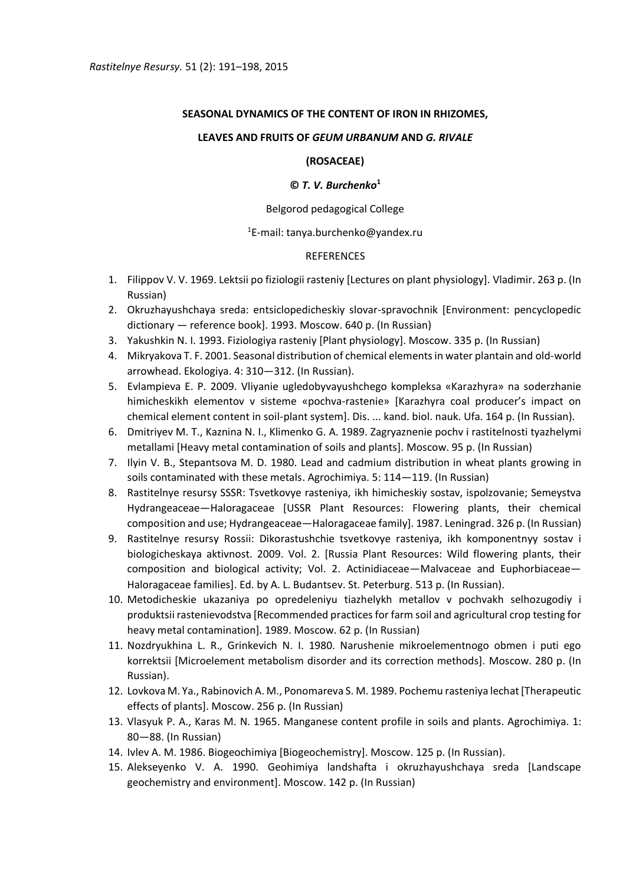*Rastitelnye Resursy.* 51 (2): 191–198, 2015

# SEASONAL DYNAMICS OF THE CONTENT OF IRON IN RHIZOMES, LEAVES AND FRUITS OF *GEUM URBANUM* AND *G. RIVALE* (ROSACEAE)

**© *T. V. Burchenko*[1]**

Belgorod pedagogical College

[1]E-mail: tanya.burchenko@yandex.ru

## REFERENCES

1. Filippov V. V. 1969. Lektsii po fiziologii rasteniy [Lectures on plant physiology]. Vladimir. 263 p. (In Russian)
2. Okruzhayushchaya sreda: entsiclopedicheskiy slovar-spravochnik [Environment: pencyclopedic dictionary — reference book]. 1993. Moscow. 640 p. (In Russian)
3. Yakushkin N. I. 1993. Fiziologiya rasteniy [Plant physiology]. Moscow. 335 p. (In Russian)
4. Mikryakova T. F. 2001. Seasonal distribution of chemical elements in water plantain and old-world arrowhead. Ekologiya. 4: 310—312. (In Russian).
5. Evlampieva E. P. 2009. Vliyanie ugledobyvayushchego kompleksa «Karazhyra» na soderzhanie himicheskikh elementov v sisteme «pochva-rastenie» [Karazhyra coal producer's impact on chemical element content in soil-plant system]. Dis. ... kand. biol. nauk. Ufa. 164 p. (In Russian).
6. Dmitriyev M. T., Kaznina N. I., Klimenko G. A. 1989. Zagryaznenie pochv i rastitelnosti tyazhelymi metallami [Heavy metal contamination of soils and plants]. Moscow. 95 p. (In Russian)
7. Ilyin V. B., Stepantsova M. D. 1980. Lead and cadmium distribution in wheat plants growing in soils contaminated with these metals. Agrochimiya. 5: 114—119. (In Russian)
8. Rastitelnye resursy SSSR: Tsvetkovye rasteniya, ikh himicheskiy sostav, ispolzovanie; Semeystva Hydrangeaceae—Haloragaceae [USSR Plant Resources: Flowering plants, their chemical composition and use; Hydrangeaceae—Haloragaceae family]. 1987. Leningrad. 326 p. (In Russian)
9. Rastitelnye resursy Rossii: Dikorastushchie tsvetkovye rasteniya, ikh komponentnyy sostav i biologicheskaya aktivnost. 2009. Vol. 2. [Russia Plant Resources: Wild flowering plants, their composition and biological activity; Vol. 2. Actinidiaceae—Malvaceae and Euphorbiaceae—Haloragaceae families]. Ed. by A. L. Budantsev. St. Petersburg. 513 p. (In Russian).
10. Metodicheskie ukazaniya po opredeleniyu tiazhelykh metallov v pochvakh selhozugodiy i produktsii rastenievodstva [Recommended practices for farm soil and agricultural crop testing for heavy metal contamination]. 1989. Moscow. 62 p. (In Russian)
11. Nozdryukhina L. R., Grinkevich N. I. 1980. Narushenie mikroelementnogo obmen i puti ego korrektsii [Microelement metabolism disorder and its correction methods]. Moscow. 280 p. (In Russian).
12. Lovkova M. Ya., Rabinovich A. M., Ponomareva S. M. 1989. Pochemu rasteniya lechat [Therapeutic effects of plants]. Moscow. 256 p. (In Russian)
13. Vlasyuk P. A., Karas M. N. 1965. Manganese content profile in soils and plants. Agrochimiya. 1: 80—88. (In Russian)
14. Ivlev A. M. 1986. Biogeochimiya [Biogeochemistry]. Moscow. 125 p. (In Russian).
15. Alekseyenko V. A. 1990. Geohimiya landshafta i okruzhayushchaya sreda [Landscape geochemistry and environment]. Moscow. 142 p. (In Russian)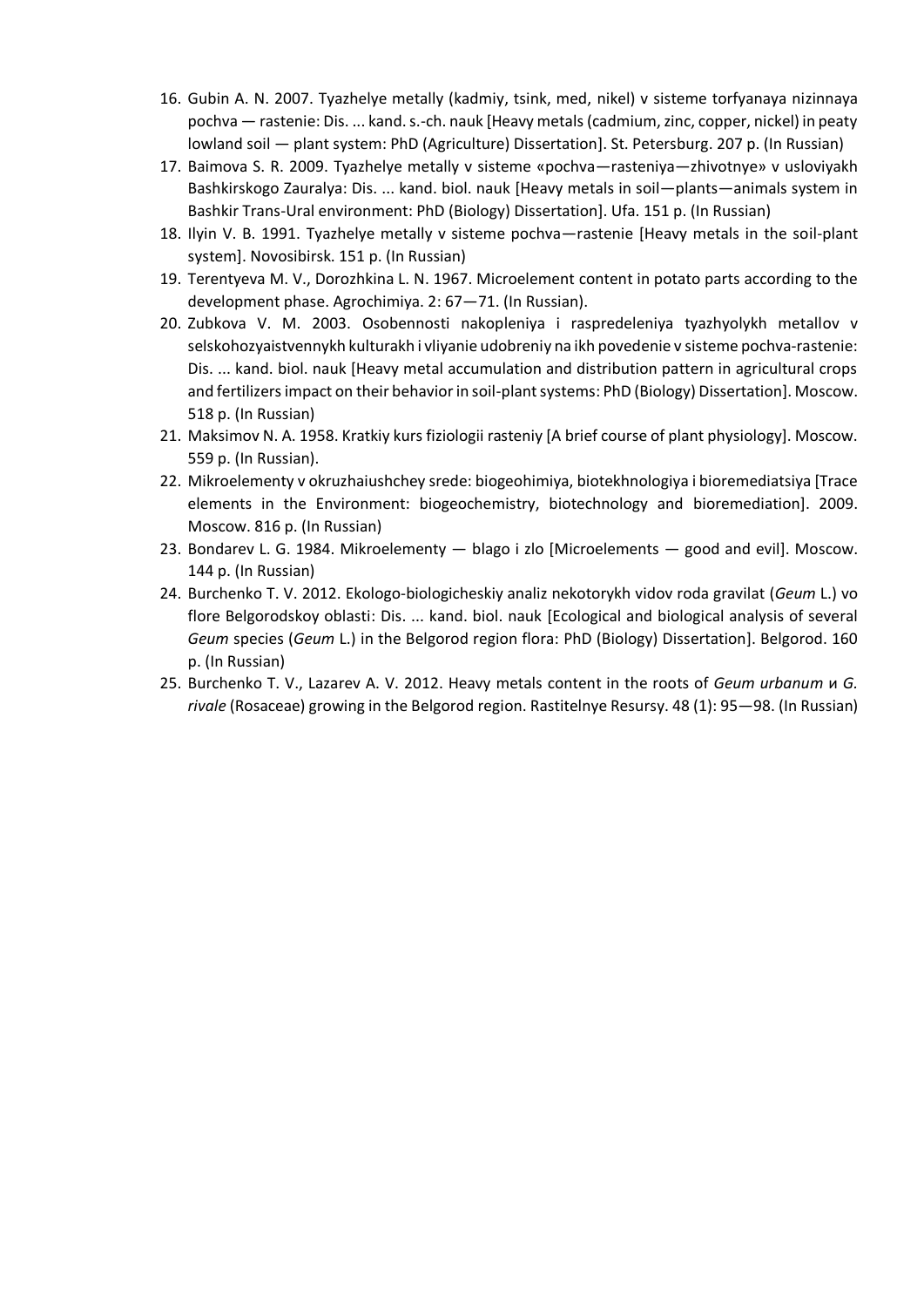16. Gubin A. N. 2007. Tyazhelye metally (kadmiy, tsink, med, nikel) v sisteme torfyanaya nizinnaya pochva — rastenie: Dis. ... kand. s.-ch. nauk [Heavy metals (cadmium, zinc, copper, nickel) in peaty lowland soil — plant system: PhD (Agriculture) Dissertation]. St. Petersburg. 207 p. (In Russian)
17. Baimova S. R. 2009. Tyazhelye metally v sisteme «pochva—rasteniya—zhivotnye» v usloviyakh Bashkirskogo Zauralya: Dis. ... kand. biol. nauk [Heavy metals in soil—plants—animals system in Bashkir Trans-Ural environment: PhD (Biology) Dissertation]. Ufa. 151 p. (In Russian)
18. Ilyin V. B. 1991. Tyazhelye metally v sisteme pochva—rastenie [Heavy metals in the soil-plant system]. Novosibirsk. 151 p. (In Russian)
19. Terentyeva M. V., Dorozhkina L. N. 1967. Microelement content in potato parts according to the development phase. Agrochimiya. 2: 67—71. (In Russian).
20. Zubkova V. M. 2003. Osobennosti nakopleniya i raspredeleniya tyazhyolykh metallov v selskohozyaistvennykh kulturakh i vliyanie udobreniy na ikh povedenie v sisteme pochva-rastenie: Dis. ... kand. biol. nauk [Heavy metal accumulation and distribution pattern in agricultural crops and fertilizers impact on their behavior in soil-plant systems: PhD (Biology) Dissertation]. Moscow. 518 p. (In Russian)
21. Maksimov N. A. 1958. Kratkiy kurs fiziologii rasteniy [A brief course of plant physiology]. Moscow. 559 p. (In Russian).
22. Mikroelementy v okruzhaiushchey srede: biogeohimiya, biotekhnologiya i bioremediatsiya [Trace elements in the Environment: biogeochemistry, biotechnology and bioremediation]. 2009. Moscow. 816 p. (In Russian)
23. Bondarev L. G. 1984. Mikroelementy — blago i zlo [Microelements — good and evil]. Moscow. 144 p. (In Russian)
24. Burchenko T. V. 2012. Ekologo-biologicheskiy analiz nekotorykh vidov roda gravilat (*Geum* L.) vo flore Belgorodskoy oblasti: Dis. ... kand. biol. nauk [Ecological and biological analysis of several *Geum* species (*Geum* L.) in the Belgorod region flora: PhD (Biology) Dissertation]. Belgorod. 160 p. (In Russian)
25. Burchenko T. V., Lazarev A. V. 2012. Heavy metals content in the roots of *Geum urbanum* и *G. rivale* (Rosaceae) growing in the Belgorod region. Rastitelnye Resursy. 48 (1): 95—98. (In Russian)